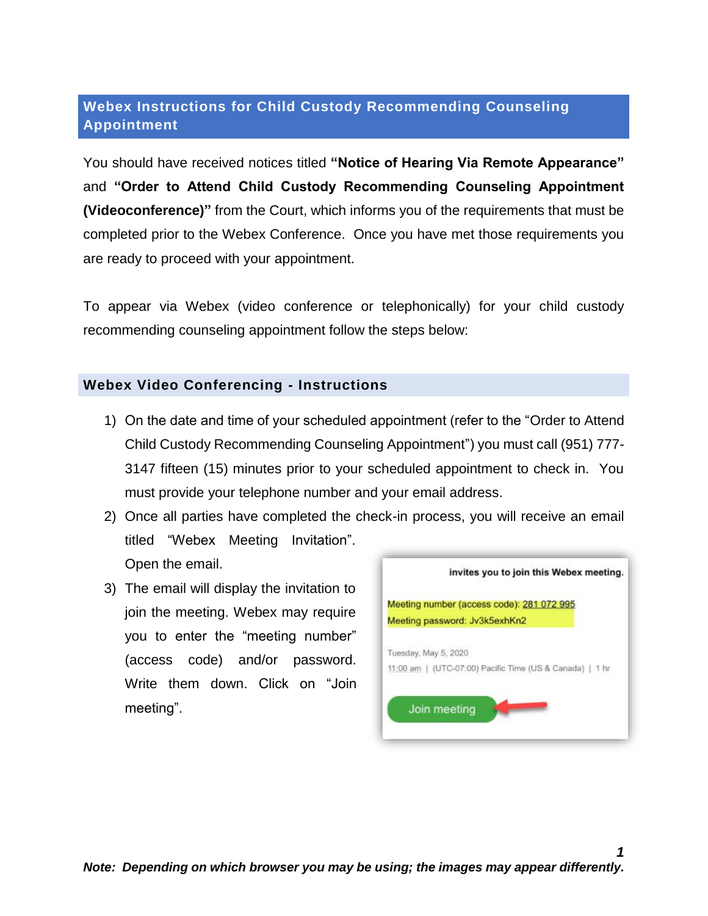## Webex Instructions for Child Custody Recommending Counseling Appointment

You should have received notices titled **"Notice of Hearing Via Remote Appearance"** and **"Order to Attend Child Custody Recommending Counseling Appointment (Videoconference)"** from the Court, which informs you of the requirements that must be completed prior to the Webex Conference. Once you have met those requirements you are ready to proceed with your appointment.

To appear via Webex (video conference or telephonically) for your child custody recommending counseling appointment follow the steps below:

### Webex Video Conferencing - Instructions

1) On the date and time of your scheduled appointment (refer to the "Order to Attend Child Custody Recommending Counseling Appointment") you must call (951) 777-3147 fifteen (15) minutes prior to your scheduled appointment to check in. You must provide your telephone number and your email address.
2) Once all parties have completed the check-in process, you will receive an email titled "Webex Meeting Invitation". Open the email.
3) The email will display the invitation to join the meeting. Webex may require you to enter the "meeting number" (access code) and/or password. Write them down. Click on "Join meeting".

invites you to join this Webex meeting.

Meeting number (access code): 281 072 995
Meeting password: Jv3k5exhKn2

Tuesday, May 5, 2020
11:00 am | (UTC-07:00) Pacific Time (US & Canada) | 1 hr

Join meeting

***Note: Depending on which browser you may be using; the images may appear differently.***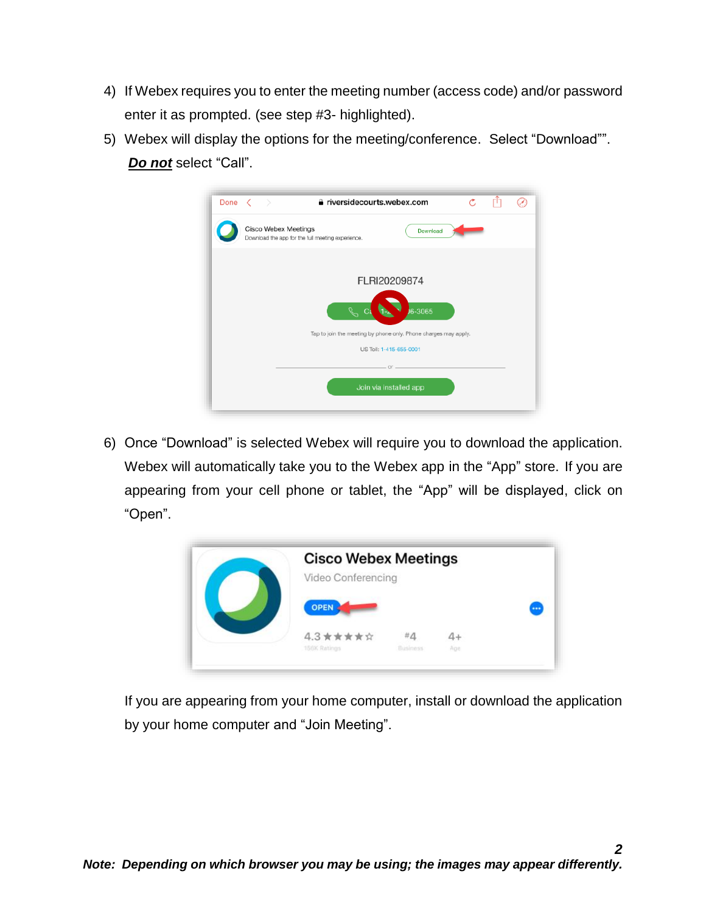4) If Webex requires you to enter the meeting number (access code) and/or password enter it as prompted. (see step #3- highlighted).

5) Webex will display the options for the meeting/conference. Select "Download"". ***Do not*** select "Call".

6) Once "Download" is selected Webex will require you to download the application. Webex will automatically take you to the Webex app in the "App" store. If you are appearing from your cell phone or tablet, the "App" will be displayed, click on "Open".

If you are appearing from your home computer, install or download the application by your home computer and "Join Meeting".

***Note: Depending on which browser you may be using; the images may appear differently.***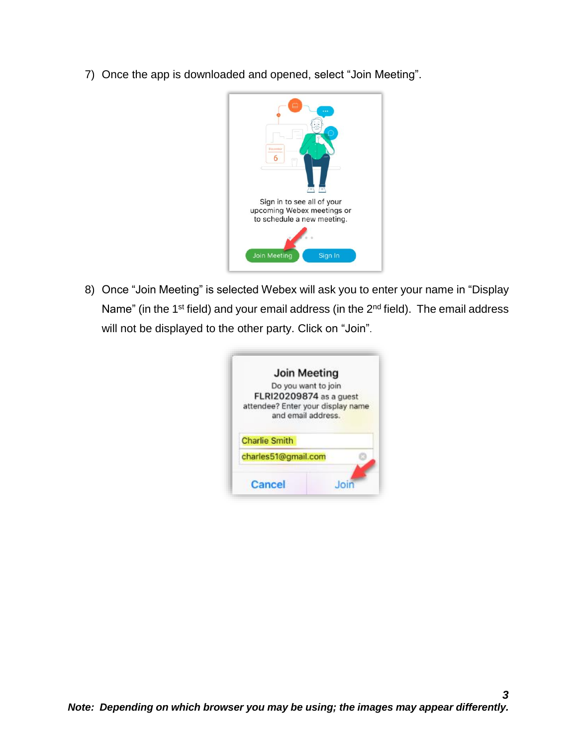7) Once the app is downloaded and opened, select "Join Meeting".

8) Once "Join Meeting" is selected Webex will ask you to enter your name in "Display Name" (in the 1st field) and your email address (in the 2nd field). The email address will not be displayed to the other party. Click on "Join".

***Note: Depending on which browser you may be using; the images may appear differently.***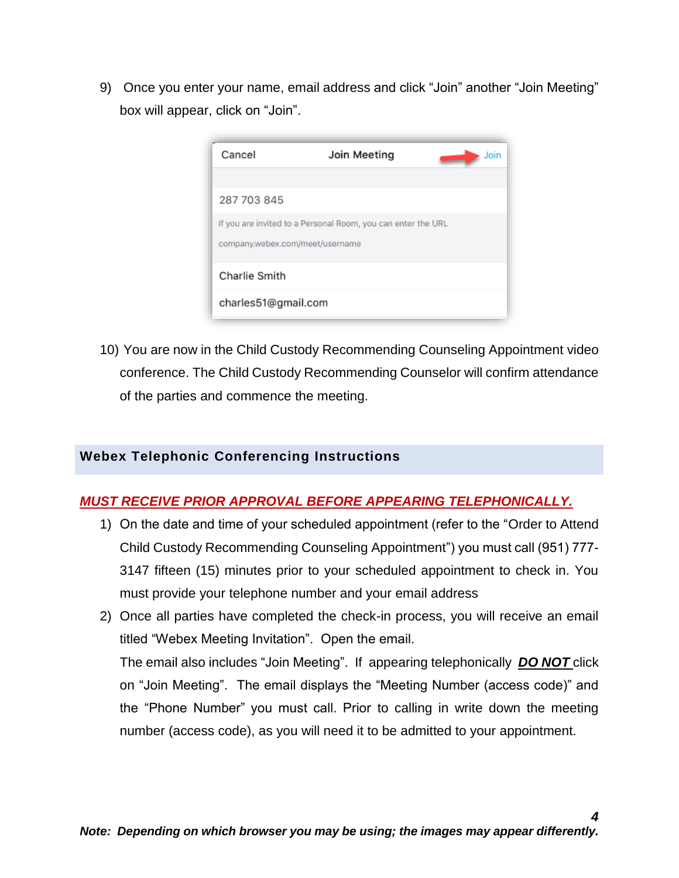9) Once you enter your name, email address and click “Join” another “Join Meeting” box will appear, click on “Join”.

10) You are now in the Child Custody Recommending Counseling Appointment video conference. The Child Custody Recommending Counselor will confirm attendance of the parties and commence the meeting.

## Webex Telephonic Conferencing Instructions

***MUST RECEIVE PRIOR APPROVAL BEFORE APPEARING TELEPHONICALLY.***

1) On the date and time of your scheduled appointment (refer to the “Order to Attend Child Custody Recommending Counseling Appointment”) you must call (951) 777-3147 fifteen (15) minutes prior to your scheduled appointment to check in. You must provide your telephone number and your email address

2) Once all parties have completed the check-in process, you will receive an email titled “Webex Meeting Invitation”. Open the email.

   The email also includes “Join Meeting”. If appearing telephonically ***DO NOT*** click on “Join Meeting”. The email displays the “Meeting Number (access code)” and the “Phone Number” you must call. Prior to calling in write down the meeting number (access code), as you will need it to be admitted to your appointment.

***Note: Depending on which browser you may be using; the images may appear differently.***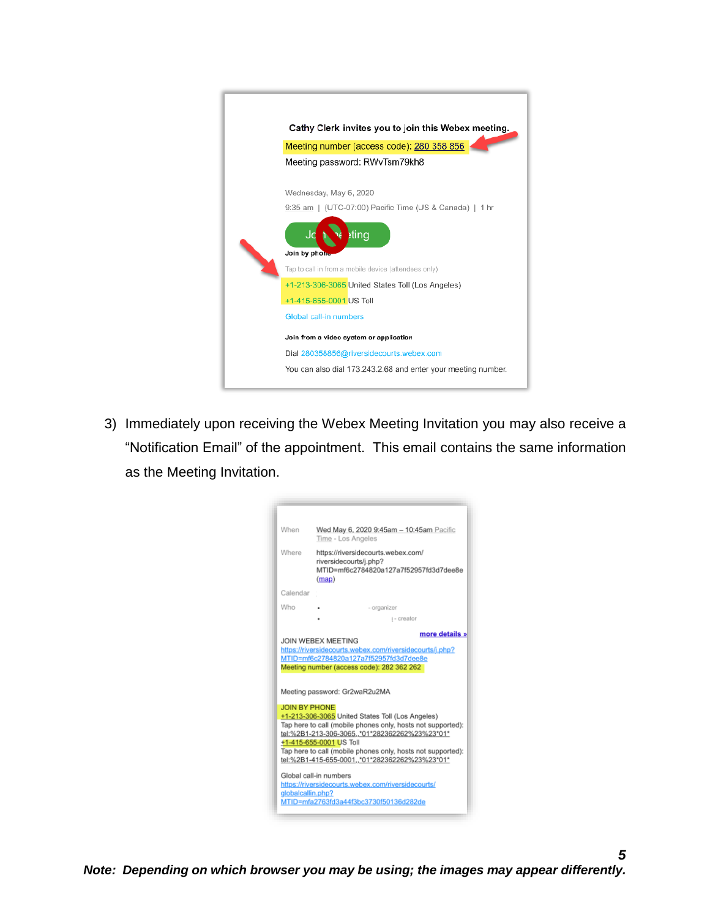Cathy Clerk invites you to join this Webex meeting.

Meeting number (access code): 280 358 856

Meeting password: RWvTsm79kh8

Wednesday, May 6, 2020

9:35 am | (UTC-07:00) Pacific Time (US & Canada) | 1 hr

Join meeting

Join by phone

Tap to call in from a mobile device (attendees only)

+1-213-306-3065 United States Toll (Los Angeles)

+1-415-655-0001 US Toll

Global call-in numbers

Join from a video system or application

Dial 280358856@riversidecourts.webex.com

You can also dial 173.243.2.68 and enter your meeting number.

3) Immediately upon receiving the Webex Meeting Invitation you may also receive a "Notification Email" of the appointment. This email contains the same information as the Meeting Invitation.

When Wed May 6, 2020 9:45am – 10:45am Pacific Time - Los Angeles

Where https://riversidecourts.webex.com/riversidecourts/j.php?MTID=mf6c2784820a127a7f52957fd3d7dee8e (map)

Calendar

Who
- organizer
- creator

more details »

JOIN WEBEX MEETING
https://riversidecourts.webex.com/riversidecourts/j.php?MTID=mf6c2784820a127a7f52957fd3d7dee8e
Meeting number (access code): 282 362 262

Meeting password: Gr2waR2u2MA

JOIN BY PHONE
+1-213-306-3065 United States Toll (Los Angeles)
Tap here to call (mobile phones only, hosts not supported): tel:%2B1-213-306-3065,,*01*282362262%23%23*01*
+1-415-655-0001 US Toll
Tap here to call (mobile phones only, hosts not supported): tel:%2B1-415-655-0001,,*01*282362262%23%23*01*

Global call-in numbers
https://riversidecourts.webex.com/riversidecourts/globalcallin.php?MTID=mfa2763fd3a44f3bc3730f50136d282de

***Note: Depending on which browser you may be using; the images may appear differently.***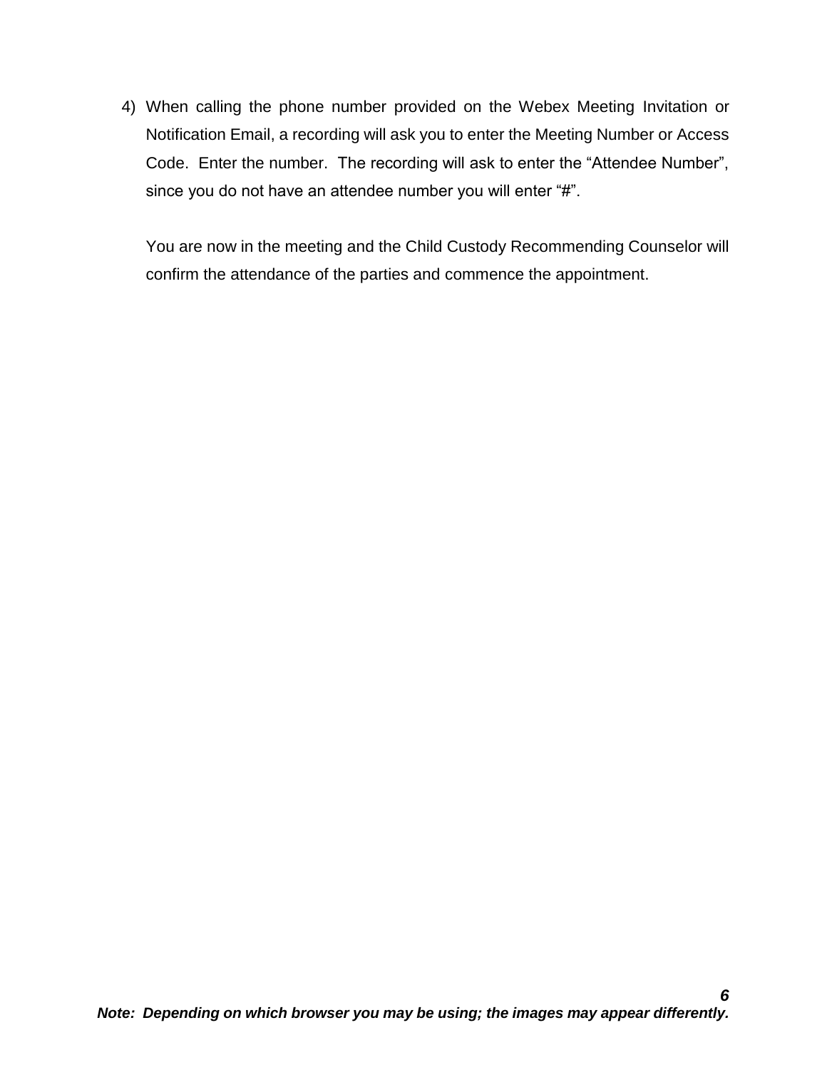4) When calling the phone number provided on the Webex Meeting Invitation or Notification Email, a recording will ask you to enter the Meeting Number or Access Code. Enter the number. The recording will ask to enter the "Attendee Number", since you do not have an attendee number you will enter "#".

   You are now in the meeting and the Child Custody Recommending Counselor will confirm the attendance of the parties and commence the appointment.